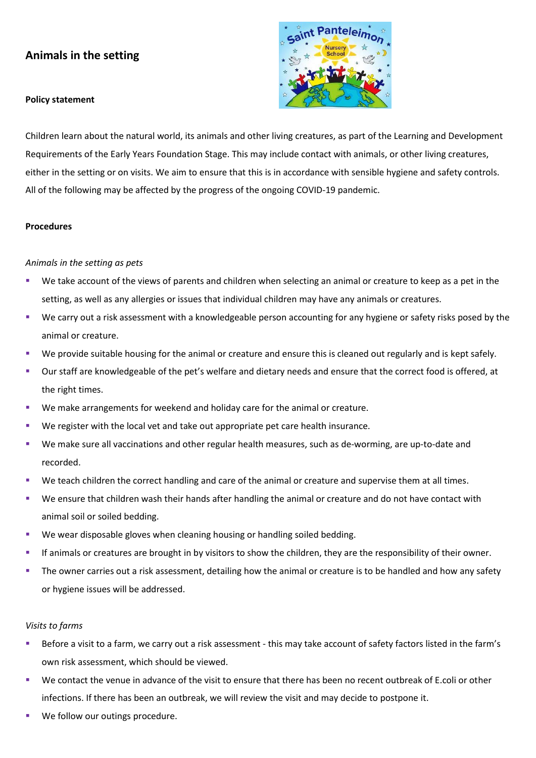## Animals in the setting

**Policy statement**

Children learn about the natural world, its animals and other living creatures, as part of the Learning and Development Requirements of the Early Years Foundation Stage. This may include contact with animals, or other living creatures, either in the setting or on visits. We aim to ensure that this is in accordance with sensible hygiene and safety controls. All of the following may be affected by the progress of the ongoing COVID-19 pandemic.

**Procedures**

*Animals in the setting as pets*

- We take account of the views of parents and children when selecting an animal or creature to keep as a pet in the setting, as well as any allergies or issues that individual children may have any animals or creatures.
- We carry out a risk assessment with a knowledgeable person accounting for any hygiene or safety risks posed by the animal or creature.
- We provide suitable housing for the animal or creature and ensure this is cleaned out regularly and is kept safely.
- Our staff are knowledgeable of the pet's welfare and dietary needs and ensure that the correct food is offered, at the right times.
- We make arrangements for weekend and holiday care for the animal or creature.
- We register with the local vet and take out appropriate pet care health insurance.
- We make sure all vaccinations and other regular health measures, such as de-worming, are up-to-date and recorded.
- We teach children the correct handling and care of the animal or creature and supervise them at all times.
- We ensure that children wash their hands after handling the animal or creature and do not have contact with animal soil or soiled bedding.
- We wear disposable gloves when cleaning housing or handling soiled bedding.
- If animals or creatures are brought in by visitors to show the children, they are the responsibility of their owner.
- The owner carries out a risk assessment, detailing how the animal or creature is to be handled and how any safety or hygiene issues will be addressed.

*Visits to farms*

- Before a visit to a farm, we carry out a risk assessment - this may take account of safety factors listed in the farm's own risk assessment, which should be viewed.
- We contact the venue in advance of the visit to ensure that there has been no recent outbreak of E.coli or other infections. If there has been an outbreak, we will review the visit and may decide to postpone it.
- We follow our outings procedure.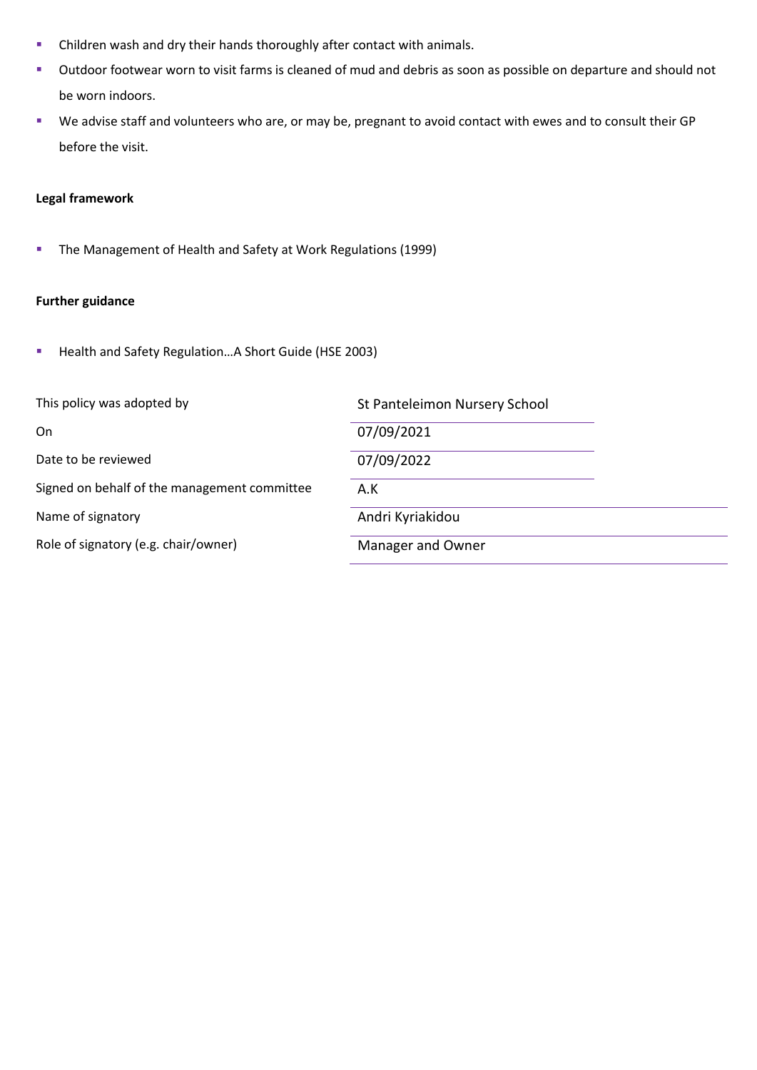- Children wash and dry their hands thoroughly after contact with animals.
- Outdoor footwear worn to visit farms is cleaned of mud and debris as soon as possible on departure and should not be worn indoors.
- We advise staff and volunteers who are, or may be, pregnant to avoid contact with ewes and to consult their GP before the visit.

**Legal framework**

- The Management of Health and Safety at Work Regulations (1999)

**Further guidance**

- Health and Safety Regulation…A Short Guide (HSE 2003)

| | |
|---|---|
| This policy was adopted by | St Panteleimon Nursery School |
| On | 07/09/2021 |
| Date to be reviewed | 07/09/2022 |
| Signed on behalf of the management committee | A.K |
| Name of signatory | Andri Kyriakidou |
| Role of signatory (e.g. chair/owner) | Manager and Owner |